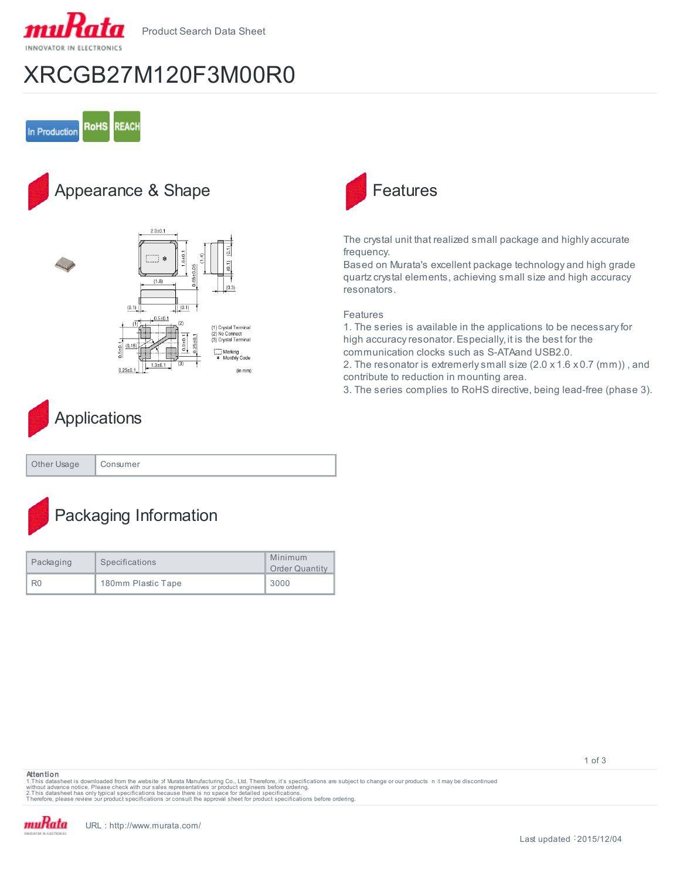Product Search Data Sheet

# XRCGB27M120F3M00R0

In Production RoHS REACH

## Appearance & Shape

## Features

The crystal unit that realized small package and highly accurate frequency.
Based on Murata's excellent package technology and high grade quartz crystal elements, achieving small size and high accuracy resonators.

Features
1. The series is available in the applications to be necessary for high accuracy resonator. Especially, it is the best for the communication clocks such as S-ATAand USB2.0.
2. The resonator is extremerly small size (2.0 x 1.6 x 0.7 (mm)) , and contribute to reduction in mounting area.
3. The series complies to RoHS directive, being lead-free (phase 3).

## Applications

| Other Usage | Consumer |
| --- | --- |

## Packaging Information

| Packaging | Specifications | Minimum Order Quantity |
| --- | --- | --- |
| R0 | 180mm Plastic Tape | 3000 |

**Attention**
1.This datasheet is downloaded from the website of Murata Manufacturing Co., Ltd. Therefore, it's specifications are subject to change or our products in it may be discontinued without advance notice. Please check with our sales representatives or product engineers before ordering.
2.This datasheet has only typical specifications because there is no space for detailed specifications.
Therefore, please review our product specifications or consult the approval sheet for product specifications before ordering.

URL : http://www.murata.com/

Last updated : 2015/12/04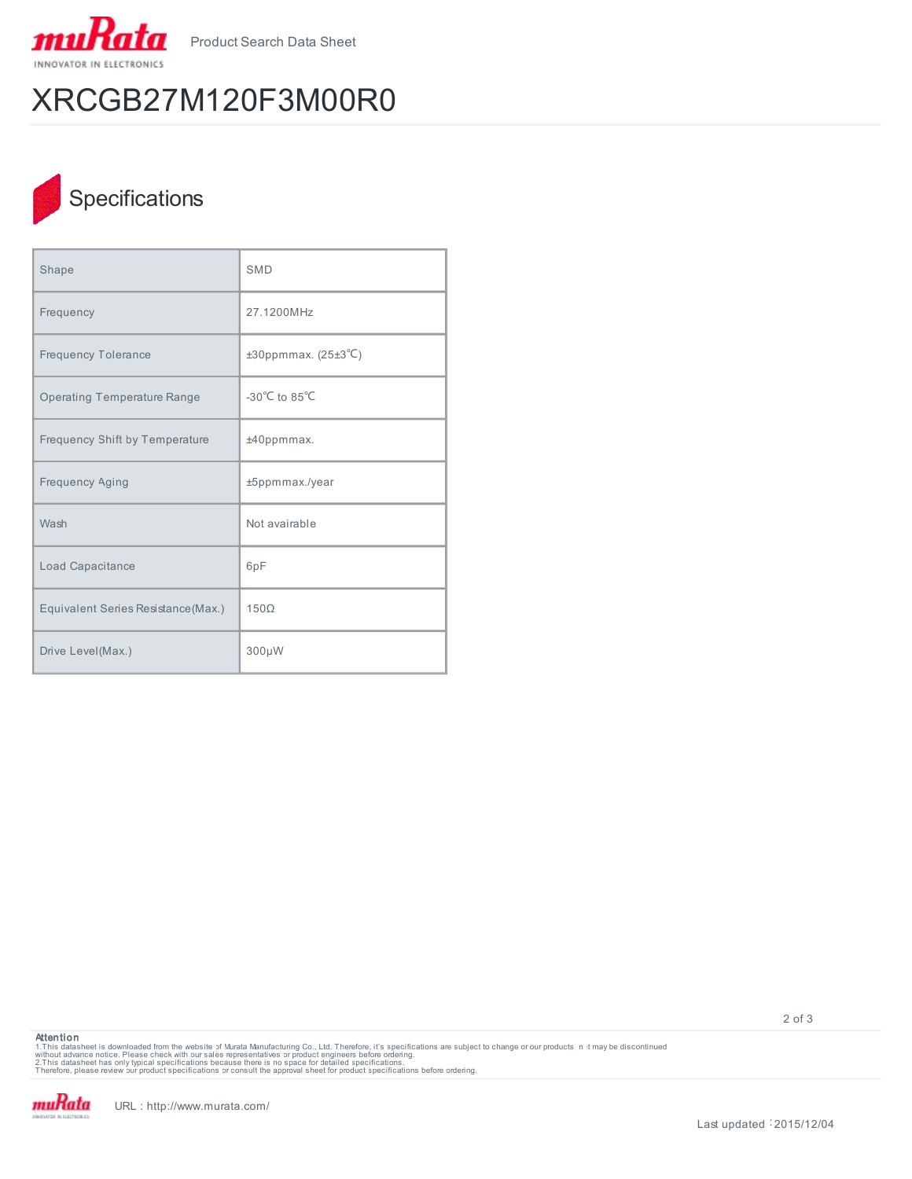# XRCGB27M120F3M00R0

## Specifications

| | |
|---|---|
| Shape | SMD |
| Frequency | 27.1200MHz |
| Frequency Tolerance | ±30ppmmax. (25±3℃) |
| Operating Temperature Range | -30℃ to 85℃ |
| Frequency Shift by Temperature | ±40ppmmax. |
| Frequency Aging | ±5ppmmax./year |
| Wash | Not avairable |
| Load Capacitance | 6pF |
| Equivalent Series Resistance(Max.) | 150Ω |
| Drive Level(Max.) | 300μW |

**Attention**
1.This datasheet is downloaded from the website of Murata Manufacturing Co., Ltd. Therefore, it's specifications are subject to change or our products in it may be discontinued without advance notice. Please check with our sales representatives or product engineers before ordering.
2.This datasheet has only typical specifications because there is no space for detailed specifications.
Therefore, please review our product specifications or consult the approval sheet for product specifications before ordering.

URL : http://www.murata.com/

Last updated :2015/12/04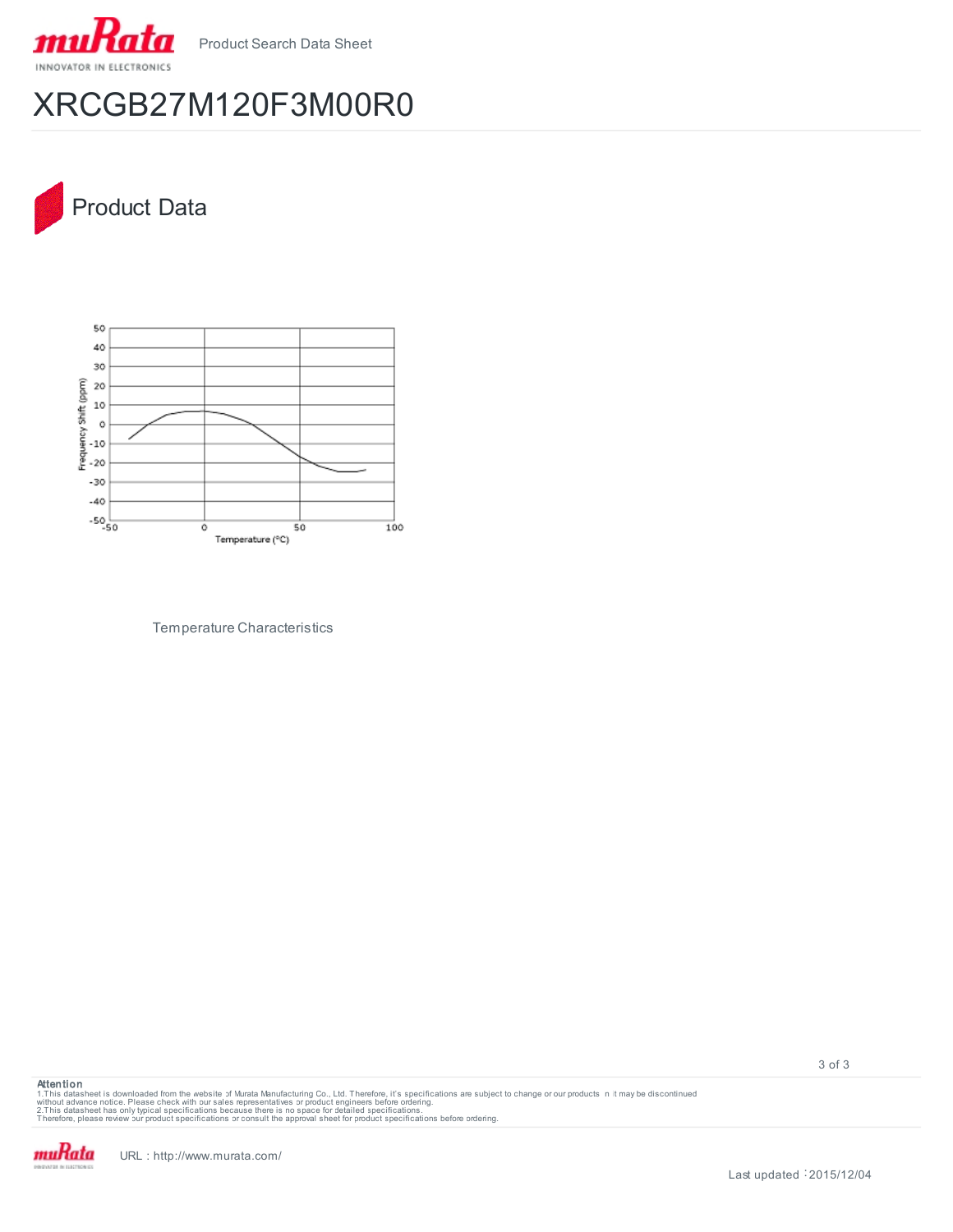# XRCGB27M120F3M00R0

## Product Data

50
40
30
20
10
0
-10
-20
-30
-40
-50
Frequency Shift (ppm)
-50
0
50
100
Temperature (°C)

Temperature Characteristics

**Attention**
1.This datasheet is downloaded from the website of Murata Manufacturing Co., Ltd. Therefore, it's specifications are subject to change or our products in it may be discontinued without advance notice. Please check with our sales representatives or product engineers before ordering.
2.This datasheet has only typical specifications because there is no space for detailed specifications.
Therefore, please review our product specifications or consult the approval sheet for product specifications before ordering.

URL : http://www.murata.com/

Last updated : 2015/12/04